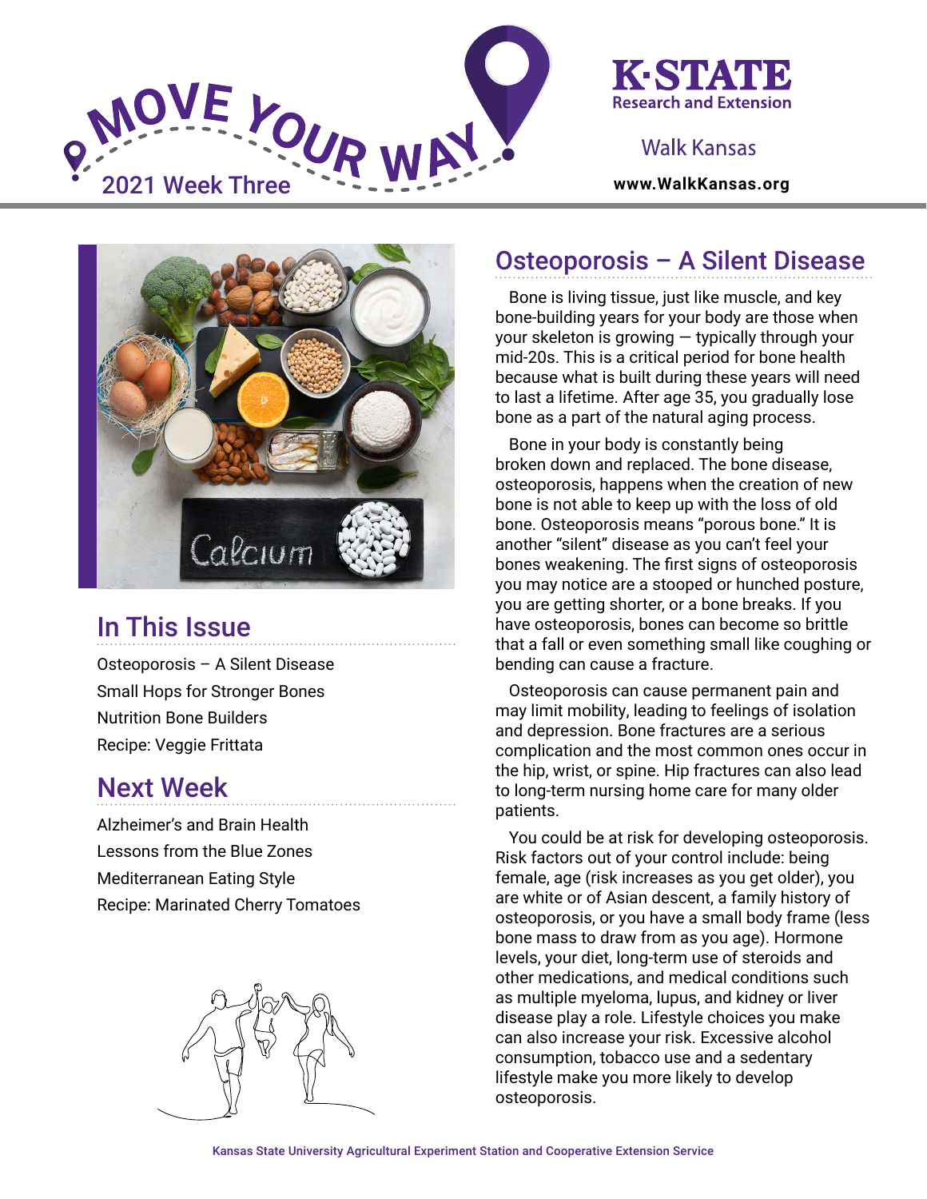# MOVE YOUR WAY

2021 Week Three

K-STATE Research and Extension

Walk Kansas

www.WalkKansas.org

## In This Issue

Osteoporosis – A Silent Disease
Small Hops for Stronger Bones
Nutrition Bone Builders
Recipe: Veggie Frittata

## Next Week

Alzheimer's and Brain Health
Lessons from the Blue Zones
Mediterranean Eating Style
Recipe: Marinated Cherry Tomatoes

## Osteoporosis – A Silent Disease

Bone is living tissue, just like muscle, and key bone-building years for your body are those when your skeleton is growing — typically through your mid-20s. This is a critical period for bone health because what is built during these years will need to last a lifetime. After age 35, you gradually lose bone as a part of the natural aging process.

Bone in your body is constantly being broken down and replaced. The bone disease, osteoporosis, happens when the creation of new bone is not able to keep up with the loss of old bone. Osteoporosis means "porous bone." It is another "silent" disease as you can't feel your bones weakening. The first signs of osteoporosis you may notice are a stooped or hunched posture, you are getting shorter, or a bone breaks. If you have osteoporosis, bones can become so brittle that a fall or even something small like coughing or bending can cause a fracture.

Osteoporosis can cause permanent pain and may limit mobility, leading to feelings of isolation and depression. Bone fractures are a serious complication and the most common ones occur in the hip, wrist, or spine. Hip fractures can also lead to long-term nursing home care for many older patients.

You could be at risk for developing osteoporosis. Risk factors out of your control include: being female, age (risk increases as you get older), you are white or of Asian descent, a family history of osteoporosis, or you have a small body frame (less bone mass to draw from as you age). Hormone levels, your diet, long-term use of steroids and other medications, and medical conditions such as multiple myeloma, lupus, and kidney or liver disease play a role. Lifestyle choices you make can also increase your risk. Excessive alcohol consumption, tobacco use and a sedentary lifestyle make you more likely to develop osteoporosis.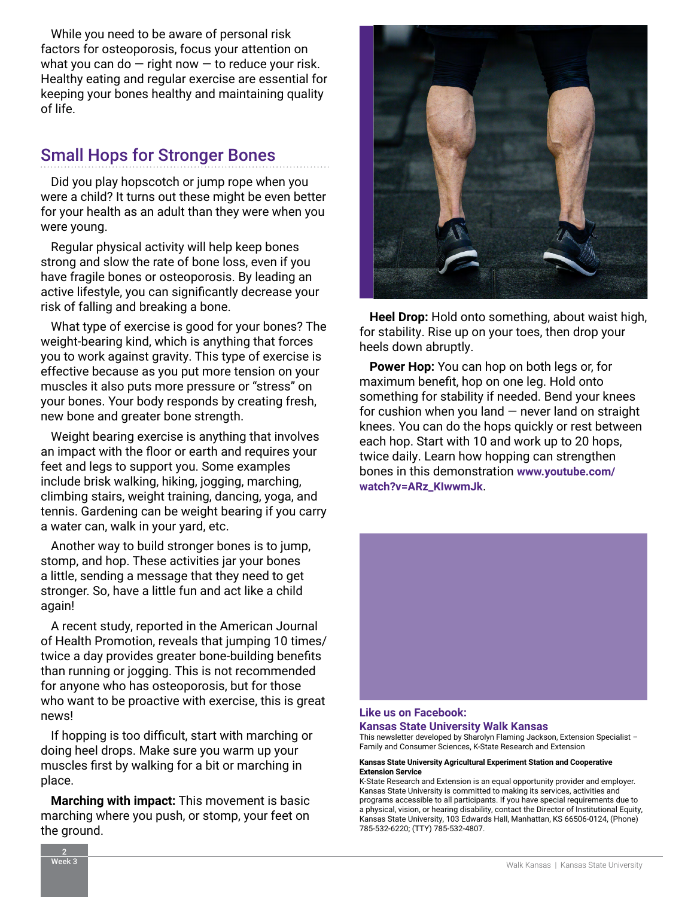While you need to be aware of personal risk factors for osteoporosis, focus your attention on what you can do — right now — to reduce your risk. Healthy eating and regular exercise are essential for keeping your bones healthy and maintaining quality of life.

## Small Hops for Stronger Bones

Did you play hopscotch or jump rope when you were a child? It turns out these might be even better for your health as an adult than they were when you were young.

Regular physical activity will help keep bones strong and slow the rate of bone loss, even if you have fragile bones or osteoporosis. By leading an active lifestyle, you can significantly decrease your risk of falling and breaking a bone.

What type of exercise is good for your bones? The weight-bearing kind, which is anything that forces you to work against gravity. This type of exercise is effective because as you put more tension on your muscles it also puts more pressure or "stress" on your bones. Your body responds by creating fresh, new bone and greater bone strength.

Weight bearing exercise is anything that involves an impact with the floor or earth and requires your feet and legs to support you. Some examples include brisk walking, hiking, jogging, marching, climbing stairs, weight training, dancing, yoga, and tennis. Gardening can be weight bearing if you carry a water can, walk in your yard, etc.

Another way to build stronger bones is to jump, stomp, and hop. These activities jar your bones a little, sending a message that they need to get stronger. So, have a little fun and act like a child again!

A recent study, reported in the American Journal of Health Promotion, reveals that jumping 10 times/twice a day provides greater bone-building benefits than running or jogging. This is not recommended for anyone who has osteoporosis, but for those who want to be proactive with exercise, this is great news!

If hopping is too difficult, start with marching or doing heel drops. Make sure you warm up your muscles first by walking for a bit or marching in place.

**Marching with impact:** This movement is basic marching where you push, or stomp, your feet on the ground.

**Heel Drop:** Hold onto something, about waist high, for stability. Rise up on your toes, then drop your heels down abruptly.

**Power Hop:** You can hop on both legs or, for maximum benefit, hop on one leg. Hold onto something for stability if needed. Bend your knees for cushion when you land — never land on straight knees. You can do the hops quickly or rest between each hop. Start with 10 and work up to 20 hops, twice daily. Learn how hopping can strengthen bones in this demonstration **www.youtube.com/watch?v=ARz_KIwwmJk**.

**Like us on Facebook:**
**Kansas State University Walk Kansas**

This newsletter developed by Sharolyn Flaming Jackson, Extension Specialist – Family and Consumer Sciences, K-State Research and Extension

**Kansas State University Agricultural Experiment Station and Cooperative Extension Service**

K-State Research and Extension is an equal opportunity provider and employer. Kansas State University is committed to making its services, activities and programs accessible to all participants. If you have special requirements due to a physical, vision, or hearing disability, contact the Director of Institutional Equity, Kansas State University, 103 Edwards Hall, Manhattan, KS 66506-0124, (Phone) 785-532-6220; (TTY) 785-532-4807.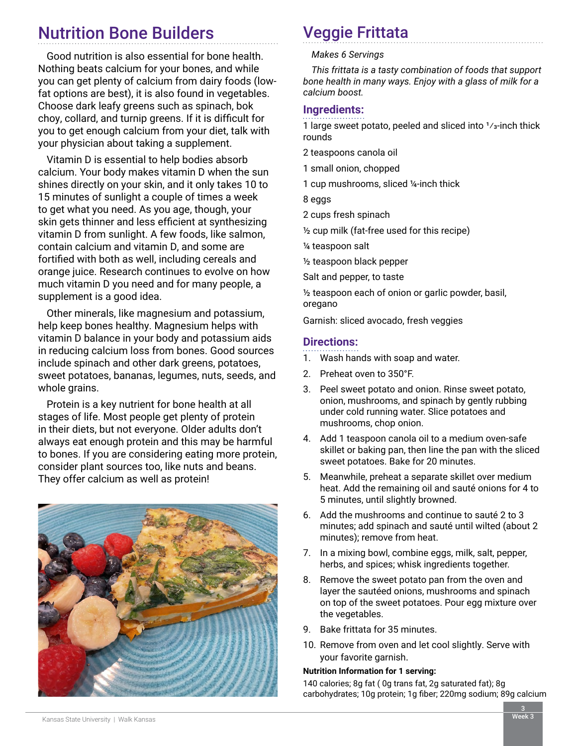## Nutrition Bone Builders

Good nutrition is also essential for bone health. Nothing beats calcium for your bones, and while you can get plenty of calcium from dairy foods (low-fat options are best), it is also found in vegetables. Choose dark leafy greens such as spinach, bok choy, collard, and turnip greens. If it is difficult for you to get enough calcium from your diet, talk with your physician about taking a supplement.

Vitamin D is essential to help bodies absorb calcium. Your body makes vitamin D when the sun shines directly on your skin, and it only takes 10 to 15 minutes of sunlight a couple of times a week to get what you need. As you age, though, your skin gets thinner and less efficient at synthesizing vitamin D from sunlight. A few foods, like salmon, contain calcium and vitamin D, and some are fortified with both as well, including cereals and orange juice. Research continues to evolve on how much vitamin D you need and for many people, a supplement is a good idea.

Other minerals, like magnesium and potassium, help keep bones healthy. Magnesium helps with vitamin D balance in your body and potassium aids in reducing calcium loss from bones. Good sources include spinach and other dark greens, potatoes, sweet potatoes, bananas, legumes, nuts, seeds, and whole grains.

Protein is a key nutrient for bone health at all stages of life. Most people get plenty of protein in their diets, but not everyone. Older adults don't always eat enough protein and this may be harmful to bones. If you are considering eating more protein, consider plant sources too, like nuts and beans. They offer calcium as well as protein!

## Veggie Frittata

*Makes 6 Servings*

*This frittata is a tasty combination of foods that support bone health in many ways. Enjoy with a glass of milk for a calcium boost.*

### Ingredients:

1 large sweet potato, peeled and sliced into ⅓-inch thick rounds

2 teaspoons canola oil

1 small onion, chopped

1 cup mushrooms, sliced ¼-inch thick

8 eggs

2 cups fresh spinach

½ cup milk (fat-free used for this recipe)

¼ teaspoon salt

½ teaspoon black pepper

Salt and pepper, to taste

½ teaspoon each of onion or garlic powder, basil, oregano

Garnish: sliced avocado, fresh veggies

### Directions:

1. Wash hands with soap and water.
2. Preheat oven to 350°F.
3. Peel sweet potato and onion. Rinse sweet potato, onion, mushrooms, and spinach by gently rubbing under cold running water. Slice potatoes and mushrooms, chop onion.
4. Add 1 teaspoon canola oil to a medium oven-safe skillet or baking pan, then line the pan with the sliced sweet potatoes. Bake for 20 minutes.
5. Meanwhile, preheat a separate skillet over medium heat. Add the remaining oil and sauté onions for 4 to 5 minutes, until slightly browned.
6. Add the mushrooms and continue to sauté 2 to 3 minutes; add spinach and sauté until wilted (about 2 minutes); remove from heat.
7. In a mixing bowl, combine eggs, milk, salt, pepper, herbs, and spices; whisk ingredients together.
8. Remove the sweet potato pan from the oven and layer the sautéed onions, mushrooms and spinach on top of the sweet potatoes. Pour egg mixture over the vegetables.
9. Bake frittata for 35 minutes.
10. Remove from oven and let cool slightly. Serve with your favorite garnish.

**Nutrition Information for 1 serving:**

140 calories; 8g fat ( 0g trans fat, 2g saturated fat); 8g carbohydrates; 10g protein; 1g fiber; 220mg sodium; 89g calcium